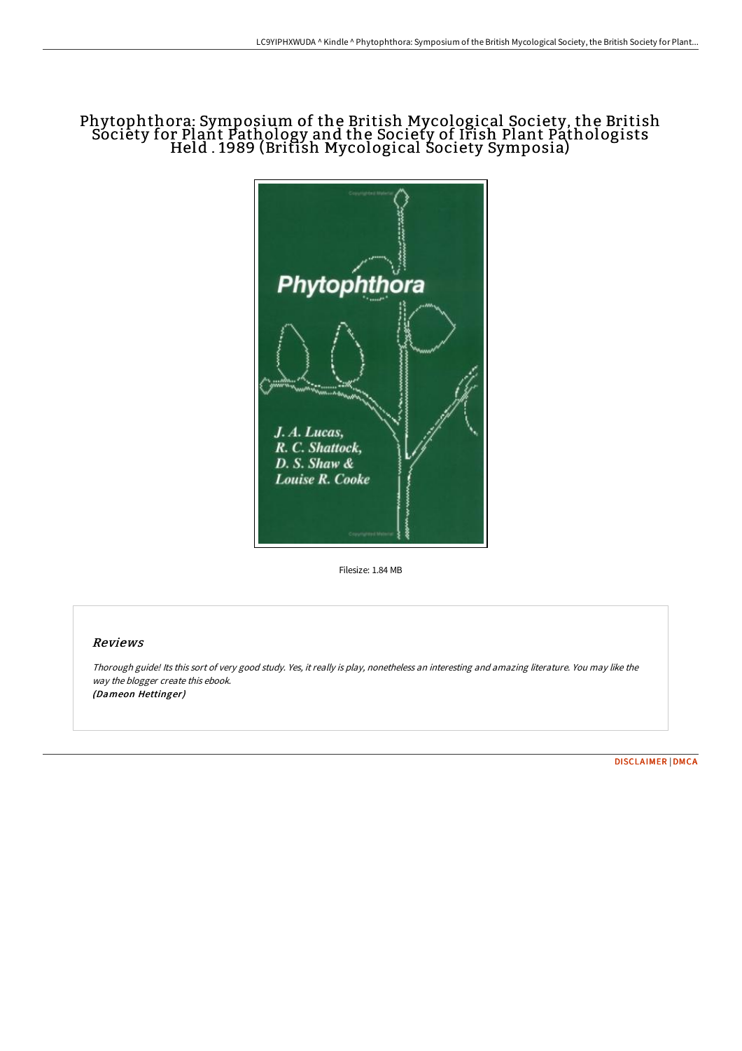# Phytophthora: Symposium of the British Mycological Society, the British Society for Plant Pathology and the Society of Irish Plant Pathologists Held . 1989 (British Mycological Society Symposia)

Filesize: 1.84 MB

## *Reviews*

*Thorough guide! Its this sort of very good study. Yes, it really is play, nonetheless an interesting and amazing literature. You may like the way the blogger create this ebook.*
*(Dameon Hettinger)*

DISCLAIMER | DMCA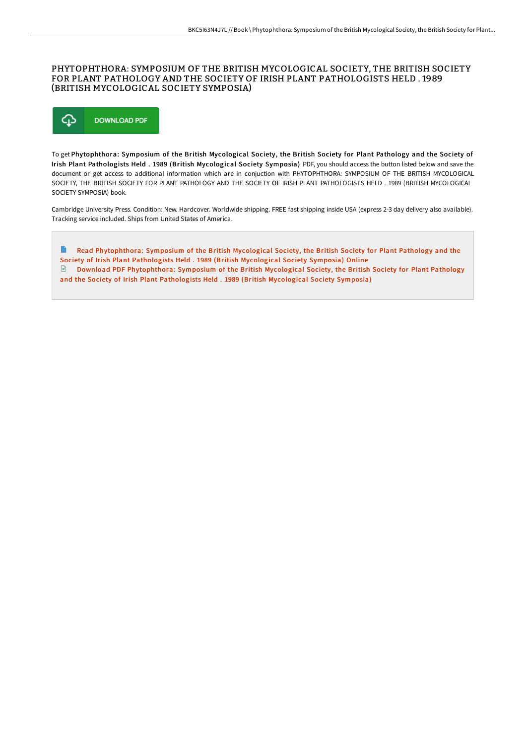# PHYTOPHTHORA: SYMPOSIUM OF THE BRITISH MYCOLOGICAL SOCIETY, THE BRITISH SOCIETY FOR PLANT PATHOLOGY AND THE SOCIETY OF IRISH PLANT PATHOLOGISTS HELD . 1989 (BRITISH MYCOLOGICAL SOCIETY SYMPOSIA)

DOWNLOAD PDF

To get **Phytophthora: Symposium of the British Mycological Society, the British Society for Plant Pathology and the Society of Irish Plant Pathologists Held . 1989 (British Mycological Society Symposia)** PDF, you should access the button listed below and save the document or get access to additional information which are in conjuction with PHYTOPHTHORA: SYMPOSIUM OF THE BRITISH MYCOLOGICAL SOCIETY, THE BRITISH SOCIETY FOR PLANT PATHOLOGY AND THE SOCIETY OF IRISH PLANT PATHOLOGISTS HELD . 1989 (BRITISH MYCOLOGICAL SOCIETY SYMPOSIA) book.

Cambridge University Press. Condition: New. Hardcover. Worldwide shipping. FREE fast shipping inside USA (express 2-3 day delivery also available). Tracking service included. Ships from United States of America.

Read Phytophthora: Symposium of the British Mycological Society, the British Society for Plant Pathology and the Society of Irish Plant Pathologists Held . 1989 (British Mycological Society Symposia) Online

Download PDF Phytophthora: Symposium of the British Mycological Society, the British Society for Plant Pathology and the Society of Irish Plant Pathologists Held . 1989 (British Mycological Society Symposia)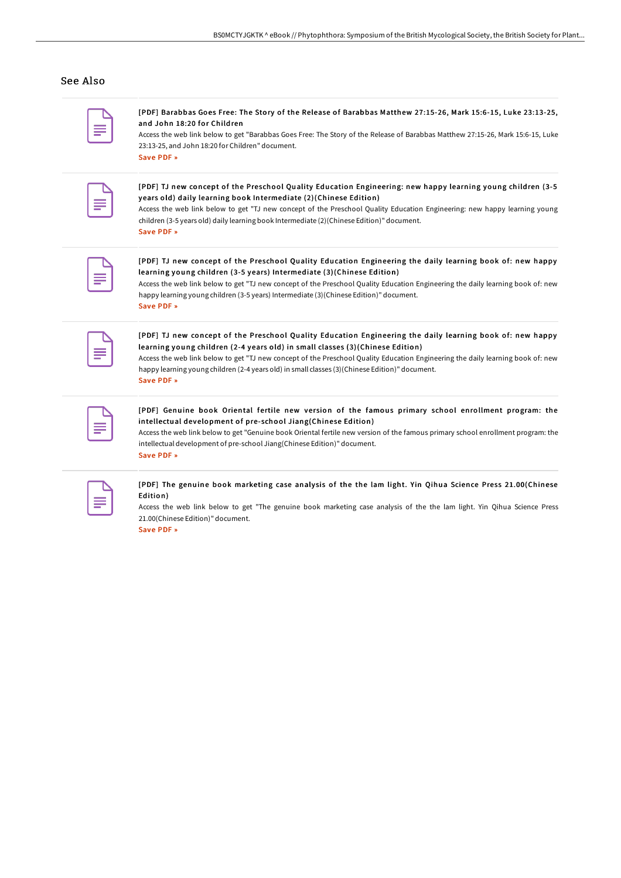## See Also

[PDF] Barabbas Goes Free: The Story of the Release of Barabbas Matthew 27:15-26, Mark 15:6-15, Luke 23:13-25, and John 18:20 for Children

Access the web link below to get "Barabbas Goes Free: The Story of the Release of Barabbas Matthew 27:15-26, Mark 15:6-15, Luke 23:13-25, and John 18:20 for Children" document.

Save PDF »

[PDF] TJ new concept of the Preschool Quality Education Engineering: new happy learning young children (3-5 years old) daily learning book Intermediate (2)(Chinese Edition)

Access the web link below to get "TJ new concept of the Preschool Quality Education Engineering: new happy learning young children (3-5 years old) daily learning book Intermediate (2)(Chinese Edition)" document.

Save PDF »

[PDF] TJ new concept of the Preschool Quality Education Engineering the daily learning book of: new happy learning young children (3-5 years) Intermediate (3)(Chinese Edition)

Access the web link below to get "TJ new concept of the Preschool Quality Education Engineering the daily learning book of: new happy learning young children (3-5 years) Intermediate (3)(Chinese Edition)" document.

Save PDF »

[PDF] TJ new concept of the Preschool Quality Education Engineering the daily learning book of: new happy learning young children (2-4 years old) in small classes (3)(Chinese Edition)

Access the web link below to get "TJ new concept of the Preschool Quality Education Engineering the daily learning book of: new happy learning young children (2-4 years old) in small classes (3)(Chinese Edition)" document.

Save PDF »

[PDF] Genuine book Oriental fertile new version of the famous primary school enrollment program: the intellectual development of pre-school Jiang(Chinese Edition)

Access the web link below to get "Genuine book Oriental fertile new version of the famous primary school enrollment program: the intellectual development of pre-school Jiang(Chinese Edition)" document.

Save PDF »

[PDF] The genuine book marketing case analysis of the the lam light. Yin Qihua Science Press 21.00(Chinese Edition)

Access the web link below to get "The genuine book marketing case analysis of the the lam light. Yin Qihua Science Press 21.00(Chinese Edition)" document.

Save PDF »